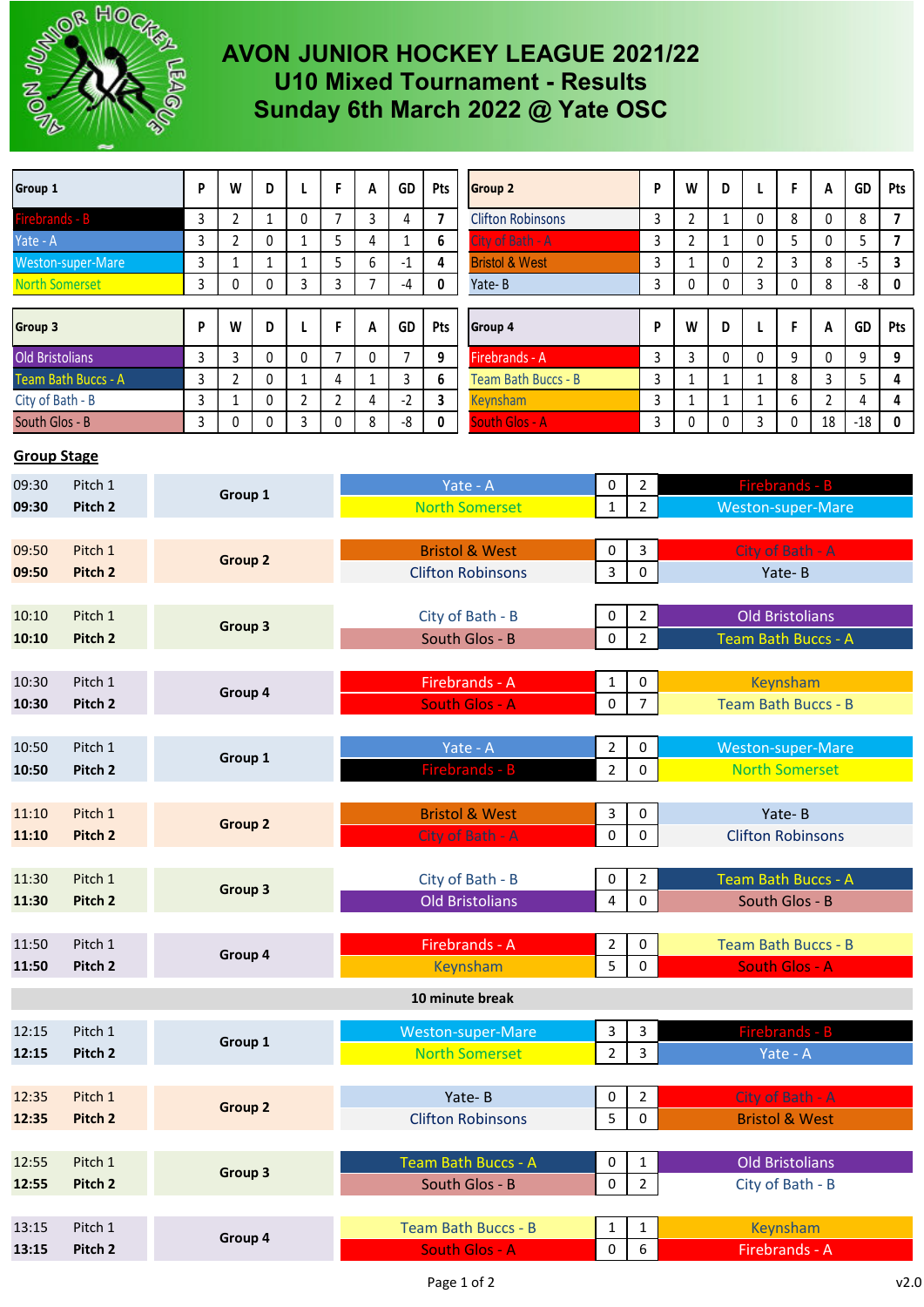# AVON JUNIOR HOCKEY LEAGUE 2021/22
## U10 Mixed Tournament - Results
## Sunday 6th March 2022 @ Yate OSC

| Group 1 | P | W | D | L | F | A | GD | Pts |
|---|---|---|---|---|---|---|---|---|
| Firebrands - B | 3 | 2 | 1 | 0 | 7 | 3 | 4 | 7 |
| Yate - A | 3 | 2 | 0 | 1 | 5 | 4 | 1 | 6 |
| Weston-super-Mare | 3 | 1 | 1 | 1 | 5 | 6 | -1 | 4 |
| North Somerset | 3 | 0 | 0 | 3 | 3 | 7 | -4 | 0 |

| Group 2 | P | W | D | L | F | A | GD | Pts |
|---|---|---|---|---|---|---|---|---|
| Clifton Robinsons | 3 | 2 | 1 | 0 | 8 | 0 | 8 | 7 |
| City of Bath - A | 3 | 2 | 1 | 0 | 5 | 0 | 5 | 7 |
| Bristol & West | 3 | 1 | 0 | 2 | 3 | 8 | -5 | 3 |
| Yate- B | 3 | 0 | 0 | 3 | 0 | 8 | -8 | 0 |

| Group 3 | P | W | D | L | F | A | GD | Pts |
|---|---|---|---|---|---|---|---|---|
| Old Bristolians | 3 | 3 | 0 | 0 | 7 | 0 | 7 | 9 |
| Team Bath Buccs - A | 3 | 2 | 0 | 1 | 4 | 1 | 3 | 6 |
| City of Bath - B | 3 | 1 | 0 | 2 | 2 | 4 | -2 | 3 |
| South Glos - B | 3 | 0 | 0 | 3 | 0 | 8 | -8 | 0 |

| Group 4 | P | W | D | L | F | A | GD | Pts |
|---|---|---|---|---|---|---|---|---|
| Firebrands - A | 3 | 3 | 0 | 0 | 9 | 0 | 9 | 9 |
| Team Bath Buccs - B | 3 | 1 | 1 | 1 | 8 | 3 | 5 | 4 |
| Keynsham | 3 | 1 | 1 | 1 | 6 | 2 | 4 | 4 |
| South Glos - A | 3 | 0 | 0 | 3 | 0 | 18 | -18 | 0 |

## Group Stage

| Time | Pitch | Group | Home | | | Away |
|---|---|---|---|---|---|---|
| 09:30 | Pitch 1 | Group 1 | Yate - A | 0 | 2 | Firebrands - B |
| 09:30 | Pitch 2 | Group 1 | North Somerset | 1 | 2 | Weston-super-Mare |
| 09:50 | Pitch 1 | Group 2 | Bristol & West | 0 | 3 | City of Bath - A |
| 09:50 | Pitch 2 | Group 2 | Clifton Robinsons | 3 | 0 | Yate- B |
| 10:10 | Pitch 1 | Group 3 | City of Bath - B | 0 | 2 | Old Bristolians |
| 10:10 | Pitch 2 | Group 3 | South Glos - B | 0 | 2 | Team Bath Buccs - A |
| 10:30 | Pitch 1 | Group 4 | Firebrands - A | 1 | 0 | Keynsham |
| 10:30 | Pitch 2 | Group 4 | South Glos - A | 0 | 7 | Team Bath Buccs - B |
| 10:50 | Pitch 1 | Group 1 | Yate - A | 2 | 0 | Weston-super-Mare |
| 10:50 | Pitch 2 | Group 1 | Firebrands - B | 2 | 0 | North Somerset |
| 11:10 | Pitch 1 | Group 2 | Bristol & West | 3 | 0 | Yate- B |
| 11:10 | Pitch 2 | Group 2 | City of Bath - A | 0 | 0 | Clifton Robinsons |
| 11:30 | Pitch 1 | Group 3 | City of Bath - B | 0 | 2 | Team Bath Buccs - A |
| 11:30 | Pitch 2 | Group 3 | Old Bristolians | 4 | 0 | South Glos - B |
| 11:50 | Pitch 1 | Group 4 | Firebrands - A | 2 | 0 | Team Bath Buccs - B |
| 11:50 | Pitch 2 | Group 4 | Keynsham | 5 | 0 | South Glos - A |
| | | **10 minute break** | | | | |
| 12:15 | Pitch 1 | Group 1 | Weston-super-Mare | 3 | 3 | Firebrands - B |
| 12:15 | Pitch 2 | Group 1 | North Somerset | 2 | 3 | Yate - A |
| 12:35 | Pitch 1 | Group 2 | Yate- B | 0 | 2 | City of Bath - A |
| 12:35 | Pitch 2 | Group 2 | Clifton Robinsons | 5 | 0 | Bristol & West |
| 12:55 | Pitch 1 | Group 3 | Team Bath Buccs - A | 0 | 1 | Old Bristolians |
| 12:55 | Pitch 2 | Group 3 | South Glos - B | 0 | 2 | City of Bath - B |
| 13:15 | Pitch 1 | Group 4 | Team Bath Buccs - B | 1 | 1 | Keynsham |
| 13:15 | Pitch 2 | Group 4 | South Glos - A | 0 | 6 | Firebrands - A |

v2.0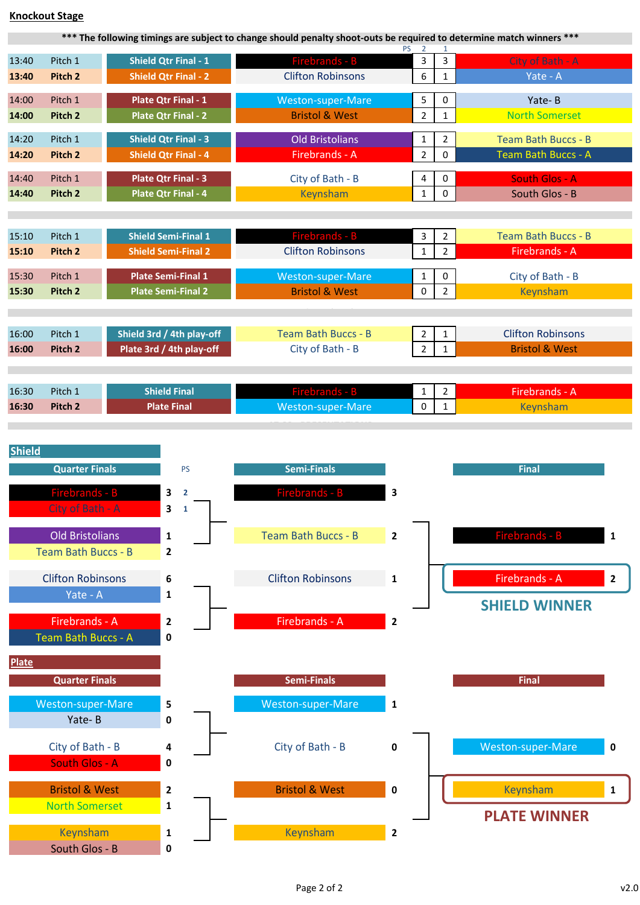## Knockout Stage

*** The following timings are subject to change should penalty shoot-outs be required to determine match winners ***

| Time | Pitch | Match | Team | Score (PS 2) | Score (PS 1) | Team |
|---|---|---|---|---|---|---|
| 13:40 | Pitch 1 | Shield Qtr Final - 1 | Firebrands - B | 3 | 3 | City of Bath - A |
| 13:40 | Pitch 2 | Shield Qtr Final - 2 | Clifton Robinsons | 6 | 1 | Yate - A |
| 14:00 | Pitch 1 | Plate Qtr Final - 1 | Weston-super-Mare | 5 | 0 | Yate- B |
| 14:00 | Pitch 2 | Plate Qtr Final - 2 | Bristol & West | 2 | 1 | North Somerset |
| 14:20 | Pitch 1 | Shield Qtr Final - 3 | Old Bristolians | 1 | 2 | Team Bath Buccs - B |
| 14:20 | Pitch 2 | Shield Qtr Final - 4 | Firebrands - A | 2 | 0 | Team Bath Buccs - A |
| 14:40 | Pitch 1 | Plate Qtr Final - 3 | City of Bath - B | 4 | 0 | South Glos - A |
| 14:40 | Pitch 2 | Plate Qtr Final - 4 | Keynsham | 1 | 0 | South Glos - B |
| 15:10 | Pitch 1 | Shield Semi-Final 1 | Firebrands - B | 3 | 2 | Team Bath Buccs - B |
| 15:10 | Pitch 2 | Shield Semi-Final 2 | Clifton Robinsons | 1 | 2 | Firebrands - A |
| 15:30 | Pitch 1 | Plate Semi-Final 1 | Weston-super-Mare | 1 | 0 | City of Bath - B |
| 15:30 | Pitch 2 | Plate Semi-Final 2 | Bristol & West | 0 | 2 | Keynsham |
| 16:00 | Pitch 1 | Shield 3rd / 4th play-off | Team Bath Buccs - B | 2 | 1 | Clifton Robinsons |
| 16:00 | Pitch 2 | Plate 3rd / 4th play-off | City of Bath - B | 2 | 1 | Bristol & West |
| 16:30 | Pitch 1 | Shield Final | Firebrands - B | 1 | 2 | Firebrands - A |
| 16:30 | Pitch 2 | Plate Final | Weston-super-Mare | 0 | 1 | Keynsham |

### Shield

**Quarter Finals** (PS = penalty shoot-out)

| Team | Score | PS |
|---|---|---|
| Firebrands - B | 3 | 2 |
| City of Bath - A | 3 | 1 |
| Old Bristolians | 1 | |
| Team Bath Buccs - B | 2 | |
| Clifton Robinsons | 6 | |
| Yate - A | 1 | |
| Firebrands - A | 2 | |
| Team Bath Buccs - A | 0 | |

**Semi-Finals**

| Team | Score |
|---|---|
| Firebrands - B | 3 |
| Team Bath Buccs - B | 2 |
| Clifton Robinsons | 1 |
| Firebrands - A | 2 |

**Final**

| Team | Score |
|---|---|
| Firebrands - B | 1 |
| Firebrands - A | 2 |

**SHIELD WINNER**: Firebrands - A

### Plate

**Quarter Finals**

| Team | Score |
|---|---|
| Weston-super-Mare | 5 |
| Yate- B | 0 |
| City of Bath - B | 4 |
| South Glos - A | 0 |
| Bristol & West | 2 |
| North Somerset | 1 |
| Keynsham | 1 |
| South Glos - B | 0 |

**Semi-Finals**

| Team | Score |
|---|---|
| Weston-super-Mare | 1 |
| City of Bath - B | 0 |
| Bristol & West | 0 |
| Keynsham | 2 |

**Final**

| Team | Score |
|---|---|
| Weston-super-Mare | 0 |
| Keynsham | 1 |

**PLATE WINNER**: Keynsham

v2.0